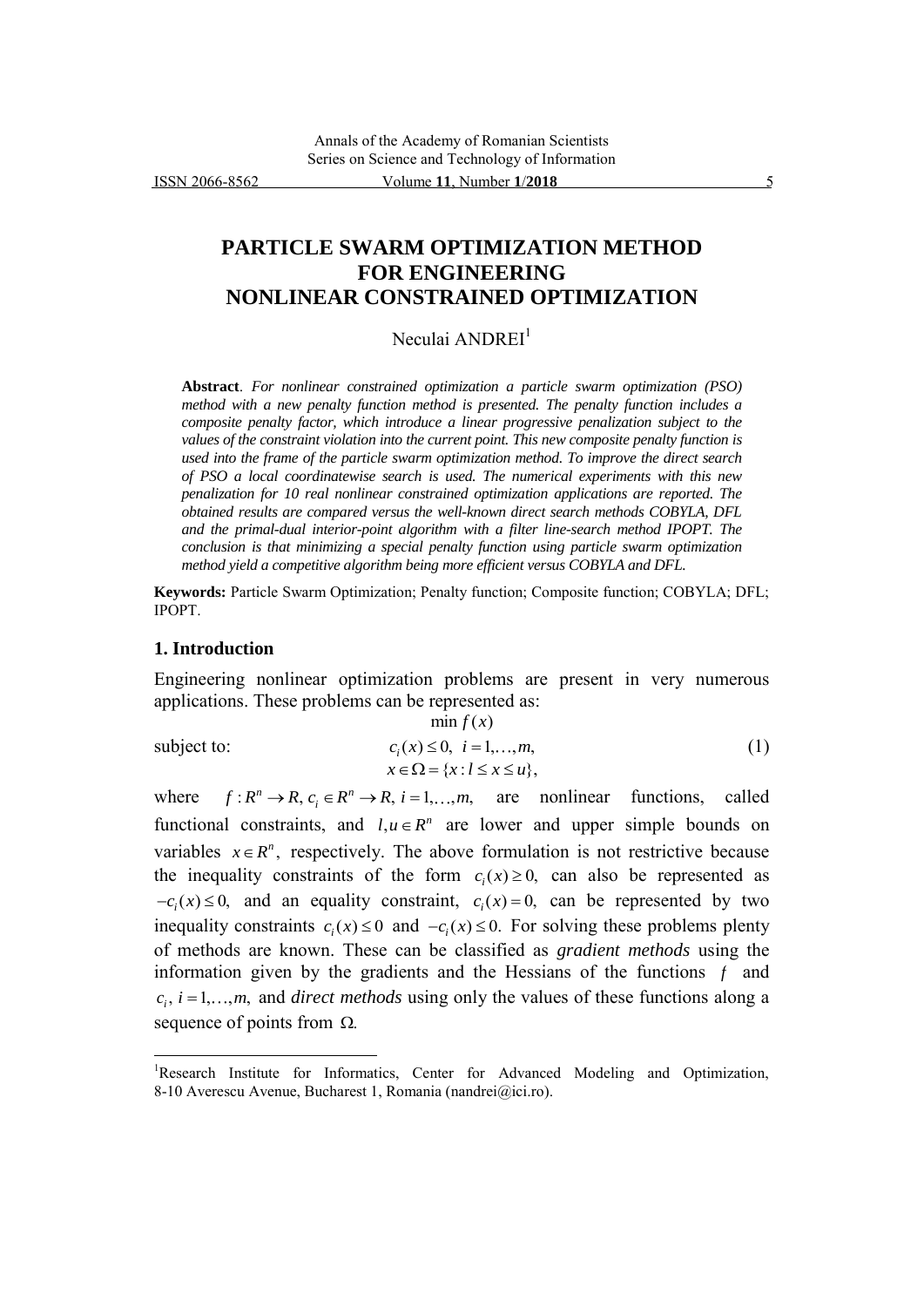# PARTICLE SWARM OPTIMIZATION METHOD FOR ENGINEERING NONLINEAR CONSTRAINED OPTIMIZATION

Neculai ANDREI[1]

**Abstract**. *For nonlinear constrained optimization a particle swarm optimization (PSO) method with a new penalty function method is presented. The penalty function includes a composite penalty factor, which introduce a linear progressive penalization subject to the values of the constraint violation into the current point. This new composite penalty function is used into the frame of the particle swarm optimization method. To improve the direct search of PSO a local coordinatewise search is used. The numerical experiments with this new penalization for 10 real nonlinear constrained optimization applications are reported. The obtained results are compared versus the well-known direct search methods COBYLA, DFL and the primal-dual interior-point algorithm with a filter line-search method IPOPT. The conclusion is that minimizing a special penalty function using particle swarm optimization method yield a competitive algorithm being more efficient versus COBYLA and DFL.*

**Keywords:** Particle Swarm Optimization; Penalty function; Composite function; COBYLA; DFL; IPOPT.

## 1. Introduction

Engineering nonlinear optimization problems are present in very numerous applications. These problems can be represented as:

$$\min f(x)$$

$$\text{subject to:} \qquad c_i(x) \le 0, \ \ i = 1,\ldots,m, \qquad (1)$$

$$x \in \Omega = \{x : l \le x \le u\},$$

where $f : R^n \to R, c_i \in R^n \to R, i = 1,\ldots,m,$ are nonlinear functions, called functional constraints, and $l, u \in R^n$ are lower and upper simple bounds on variables $x \in R^n$, respectively. The above formulation is not restrictive because the inequality constraints of the form $c_i(x) \ge 0,$ can also be represented as $-c_i(x) \le 0,$ and an equality constraint, $c_i(x) = 0,$ can be represented by two inequality constraints $c_i(x) \le 0$ and $-c_i(x) \le 0.$ For solving these problems plenty of methods are known. These can be classified as *gradient methods* using the information given by the gradients and the Hessians of the functions $f$ and $c_i, i = 1,\ldots,m,$ and *direct methods* using only the values of these functions along a sequence of points from $\Omega.$

---

[1]Research Institute for Informatics, Center for Advanced Modeling and Optimization, 8-10 Averescu Avenue, Bucharest 1, Romania (nandrei@ici.ro).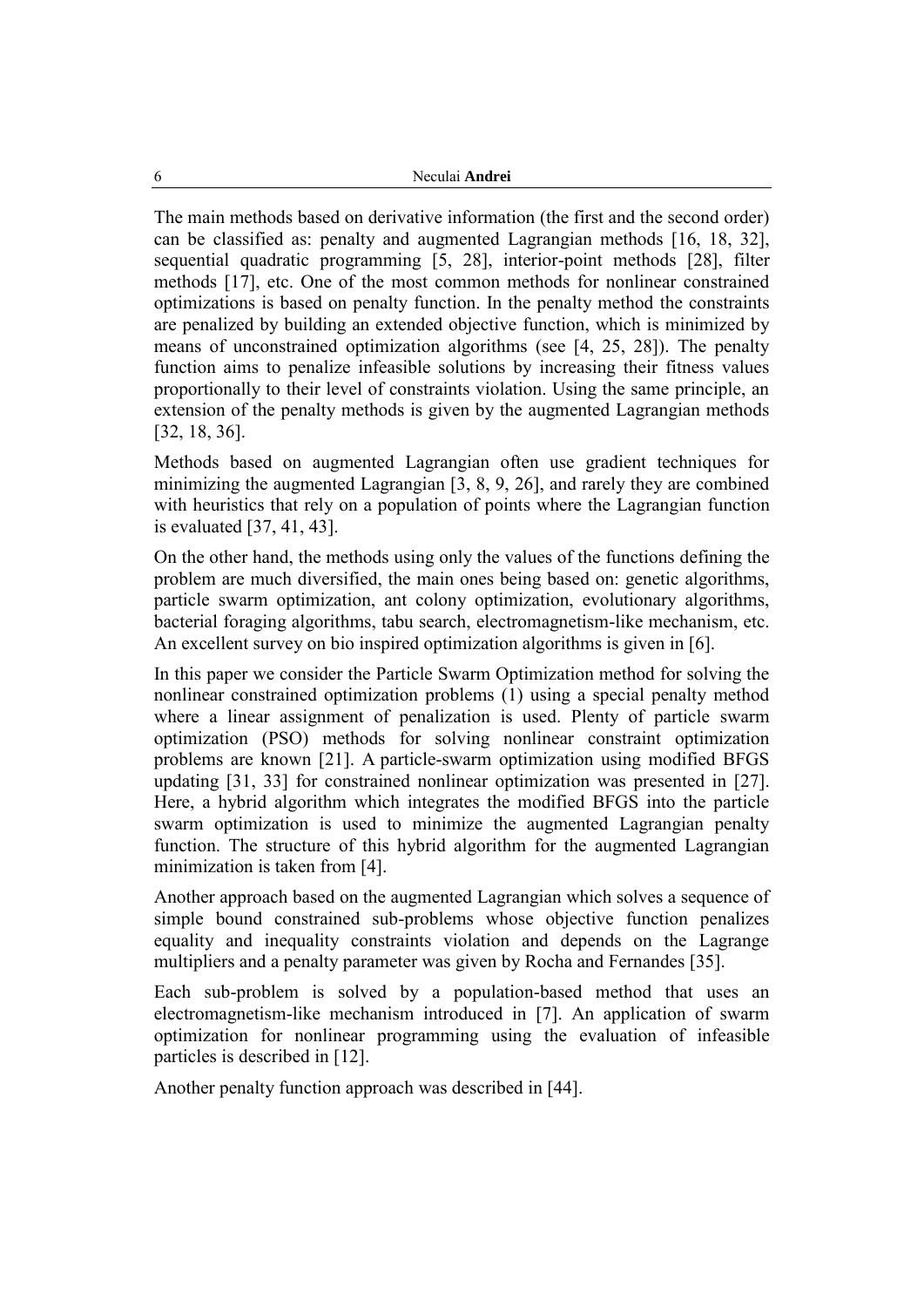The main methods based on derivative information (the first and the second order) can be classified as: penalty and augmented Lagrangian methods [16, 18, 32], sequential quadratic programming [5, 28], interior-point methods [28], filter methods [17], etc. One of the most common methods for nonlinear constrained optimizations is based on penalty function. In the penalty method the constraints are penalized by building an extended objective function, which is minimized by means of unconstrained optimization algorithms (see [4, 25, 28]). The penalty function aims to penalize infeasible solutions by increasing their fitness values proportionally to their level of constraints violation. Using the same principle, an extension of the penalty methods is given by the augmented Lagrangian methods [32, 18, 36].

Methods based on augmented Lagrangian often use gradient techniques for minimizing the augmented Lagrangian [3, 8, 9, 26], and rarely they are combined with heuristics that rely on a population of points where the Lagrangian function is evaluated [37, 41, 43].

On the other hand, the methods using only the values of the functions defining the problem are much diversified, the main ones being based on: genetic algorithms, particle swarm optimization, ant colony optimization, evolutionary algorithms, bacterial foraging algorithms, tabu search, electromagnetism-like mechanism, etc. An excellent survey on bio inspired optimization algorithms is given in [6].

In this paper we consider the Particle Swarm Optimization method for solving the nonlinear constrained optimization problems (1) using a special penalty method where a linear assignment of penalization is used. Plenty of particle swarm optimization (PSO) methods for solving nonlinear constraint optimization problems are known [21]. A particle-swarm optimization using modified BFGS updating [31, 33] for constrained nonlinear optimization was presented in [27]. Here, a hybrid algorithm which integrates the modified BFGS into the particle swarm optimization is used to minimize the augmented Lagrangian penalty function. The structure of this hybrid algorithm for the augmented Lagrangian minimization is taken from [4].

Another approach based on the augmented Lagrangian which solves a sequence of simple bound constrained sub-problems whose objective function penalizes equality and inequality constraints violation and depends on the Lagrange multipliers and a penalty parameter was given by Rocha and Fernandes [35].

Each sub-problem is solved by a population-based method that uses an electromagnetism-like mechanism introduced in [7]. An application of swarm optimization for nonlinear programming using the evaluation of infeasible particles is described in [12].

Another penalty function approach was described in [44].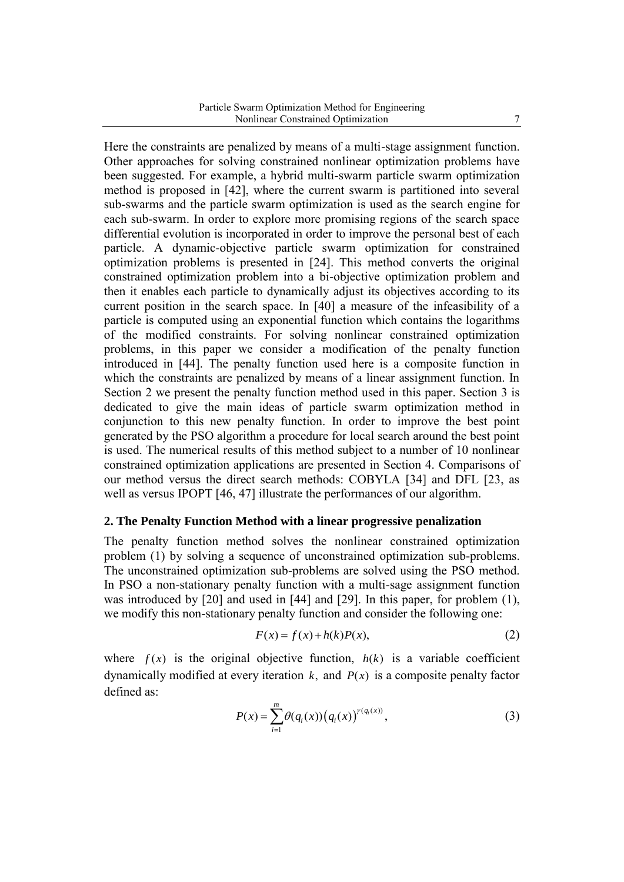Here the constraints are penalized by means of a multi-stage assignment function. Other approaches for solving constrained nonlinear optimization problems have been suggested. For example, a hybrid multi-swarm particle swarm optimization method is proposed in [42], where the current swarm is partitioned into several sub-swarms and the particle swarm optimization is used as the search engine for each sub-swarm. In order to explore more promising regions of the search space differential evolution is incorporated in order to improve the personal best of each particle. A dynamic-objective particle swarm optimization for constrained optimization problems is presented in [24]. This method converts the original constrained optimization problem into a bi-objective optimization problem and then it enables each particle to dynamically adjust its objectives according to its current position in the search space. In [40] a measure of the infeasibility of a particle is computed using an exponential function which contains the logarithms of the modified constraints. For solving nonlinear constrained optimization problems, in this paper we consider a modification of the penalty function introduced in [44]. The penalty function used here is a composite function in which the constraints are penalized by means of a linear assignment function. In Section 2 we present the penalty function method used in this paper. Section 3 is dedicated to give the main ideas of particle swarm optimization method in conjunction to this new penalty function. In order to improve the best point generated by the PSO algorithm a procedure for local search around the best point is used. The numerical results of this method subject to a number of 10 nonlinear constrained optimization applications are presented in Section 4. Comparisons of our method versus the direct search methods: COBYLA [34] and DFL [23, as well as versus IPOPT [46, 47] illustrate the performances of our algorithm.

## 2. The Penalty Function Method with a linear progressive penalization

The penalty function method solves the nonlinear constrained optimization problem (1) by solving a sequence of unconstrained optimization sub-problems. The unconstrained optimization sub-problems are solved using the PSO method. In PSO a non-stationary penalty function with a multi-sage assignment function was introduced by [20] and used in [44] and [29]. In this paper, for problem (1), we modify this non-stationary penalty function and consider the following one:

$$F(x) = f(x) + h(k)P(x), \tag{2}$$

where $f(x)$ is the original objective function, $h(k)$ is a variable coefficient dynamically modified at every iteration $k$, and $P(x)$ is a composite penalty factor defined as:

$$P(x) = \sum_{i=1}^{m} \theta(q_i(x))\left(q_i(x)\right)^{\gamma(q_i(x))}, \tag{3}$$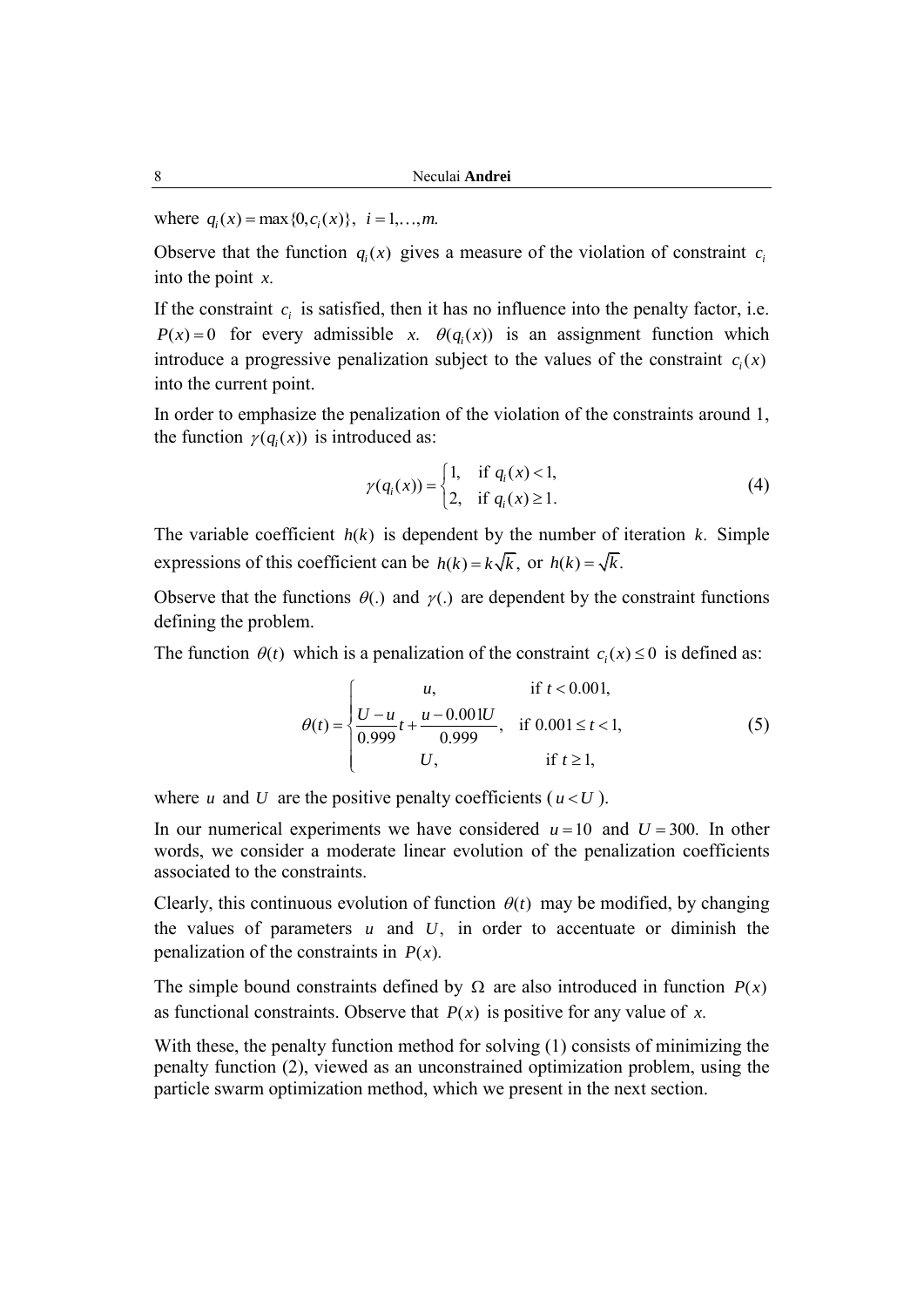where $q_i(x) = \max\{0, c_i(x)\},\ i = 1,\ldots,m.$

Observe that the function $q_i(x)$ gives a measure of the violation of constraint $c_i$ into the point $x$.

If the constraint $c_i$ is satisfied, then it has no influence into the penalty factor, i.e. $P(x) = 0$ for every admissible $x$. $\theta(q_i(x))$ is an assignment function which introduce a progressive penalization subject to the values of the constraint $c_i(x)$ into the current point.

In order to emphasize the penalization of the violation of the constraints around 1, the function $\gamma(q_i(x))$ is introduced as:

$$\gamma(q_i(x)) = \begin{cases} 1, & \text{if } q_i(x) < 1, \\ 2, & \text{if } q_i(x) \geq 1. \end{cases} \tag{4}$$

The variable coefficient $h(k)$ is dependent by the number of iteration $k$. Simple expressions of this coefficient can be $h(k) = k\sqrt{k}$, or $h(k) = \sqrt{k}$.

Observe that the functions $\theta(.)$ and $\gamma(.)$ are dependent by the constraint functions defining the problem.

The function $\theta(t)$ which is a penalization of the constraint $c_i(x) \leq 0$ is defined as:

$$\theta(t) = \begin{cases} u, & \text{if } t < 0.001, \\ \dfrac{U-u}{0.999}t + \dfrac{u - 0.001U}{0.999}, & \text{if } 0.001 \leq t < 1, \\ U, & \text{if } t \geq 1, \end{cases} \tag{5}$$

where $u$ and $U$ are the positive penalty coefficients ($u < U$).

In our numerical experiments we have considered $u = 10$ and $U = 300$. In other words, we consider a moderate linear evolution of the penalization coefficients associated to the constraints.

Clearly, this continuous evolution of function $\theta(t)$ may be modified, by changing the values of parameters $u$ and $U$, in order to accentuate or diminish the penalization of the constraints in $P(x)$.

The simple bound constraints defined by $\Omega$ are also introduced in function $P(x)$ as functional constraints. Observe that $P(x)$ is positive for any value of $x$.

With these, the penalty function method for solving (1) consists of minimizing the penalty function (2), viewed as an unconstrained optimization problem, using the particle swarm optimization method, which we present in the next section.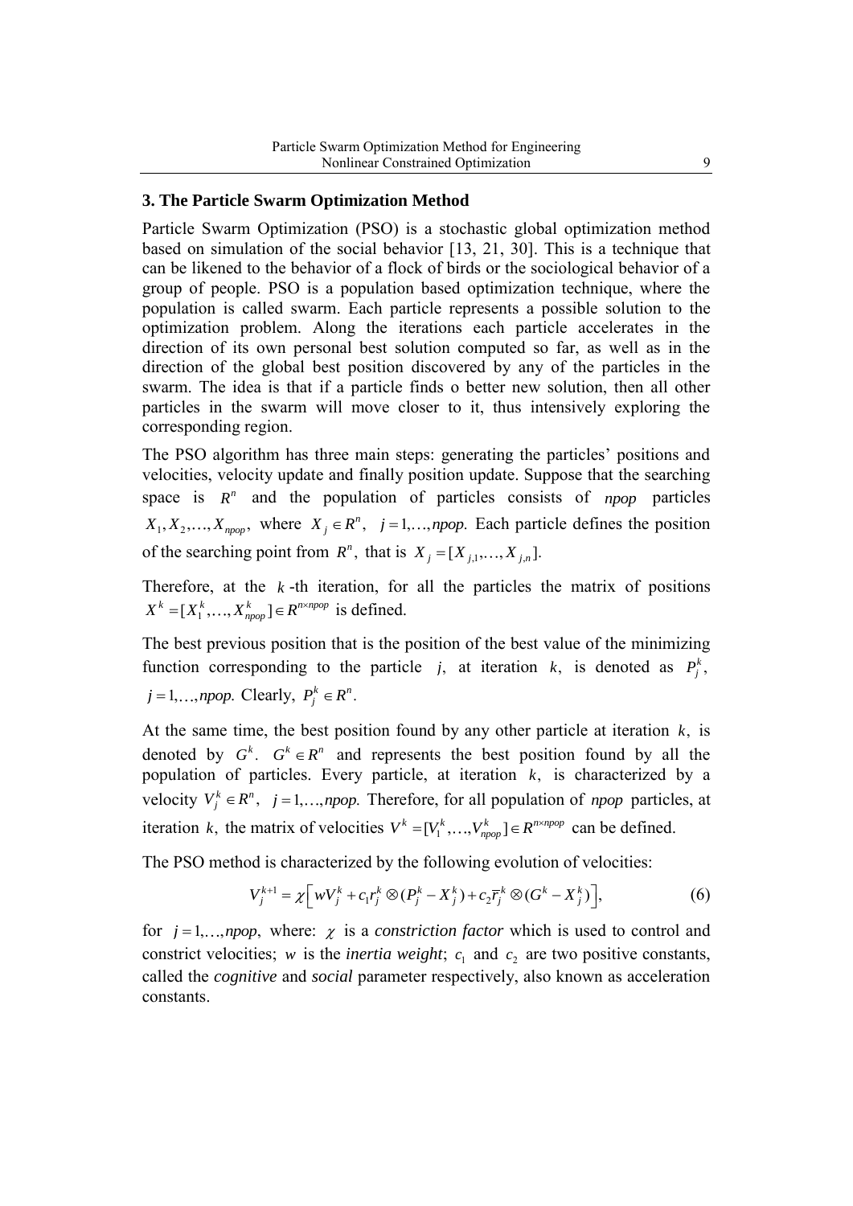## 3. The Particle Swarm Optimization Method

Particle Swarm Optimization (PSO) is a stochastic global optimization method based on simulation of the social behavior [13, 21, 30]. This is a technique that can be likened to the behavior of a flock of birds or the sociological behavior of a group of people. PSO is a population based optimization technique, where the population is called swarm. Each particle represents a possible solution to the optimization problem. Along the iterations each particle accelerates in the direction of its own personal best solution computed so far, as well as in the direction of the global best position discovered by any of the particles in the swarm. The idea is that if a particle finds o better new solution, then all other particles in the swarm will move closer to it, thus intensively exploring the corresponding region.

The PSO algorithm has three main steps: generating the particles' positions and velocities, velocity update and finally position update. Suppose that the searching space is $R^n$ and the population of particles consists of $npop$ particles $X_1, X_2, \ldots, X_{npop}$, where $X_j \in R^n$, $j = 1, \ldots, npop.$ Each particle defines the position of the searching point from $R^n$, that is $X_j = [X_{j,1}, \ldots, X_{j,n}].$

Therefore, at the $k$-th iteration, for all the particles the matrix of positions $X^k = [X_1^k, \ldots, X_{npop}^k] \in R^{n \times npop}$ is defined.

The best previous position that is the position of the best value of the minimizing function corresponding to the particle $j$, at iteration $k$, is denoted as $P_j^k$, $j = 1, \ldots, npop.$ Clearly, $P_j^k \in R^n.$

At the same time, the best position found by any other particle at iteration $k$, is denoted by $G^k$. $G^k \in R^n$ and represents the best position found by all the population of particles. Every particle, at iteration $k$, is characterized by a velocity $V_j^k \in R^n$, $j = 1, \ldots, npop.$ Therefore, for all population of $npop$ particles, at iteration $k$, the matrix of velocities $V^k = [V_1^k, \ldots, V_{npop}^k] \in R^{n \times npop}$ can be defined.

The PSO method is characterized by the following evolution of velocities:

$$V_j^{k+1} = \chi \left[ wV_j^k + c_1 r_j^k \otimes (P_j^k - X_j^k) + c_2 \bar{r}_j^k \otimes (G^k - X_j^k) \right], \tag{6}$$

for $j = 1, \ldots, npop$, where: $\chi$ is a *constriction factor* which is used to control and constrict velocities; $w$ is the *inertia weight*; $c_1$ and $c_2$ are two positive constants, called the *cognitive* and *social* parameter respectively, also known as acceleration constants.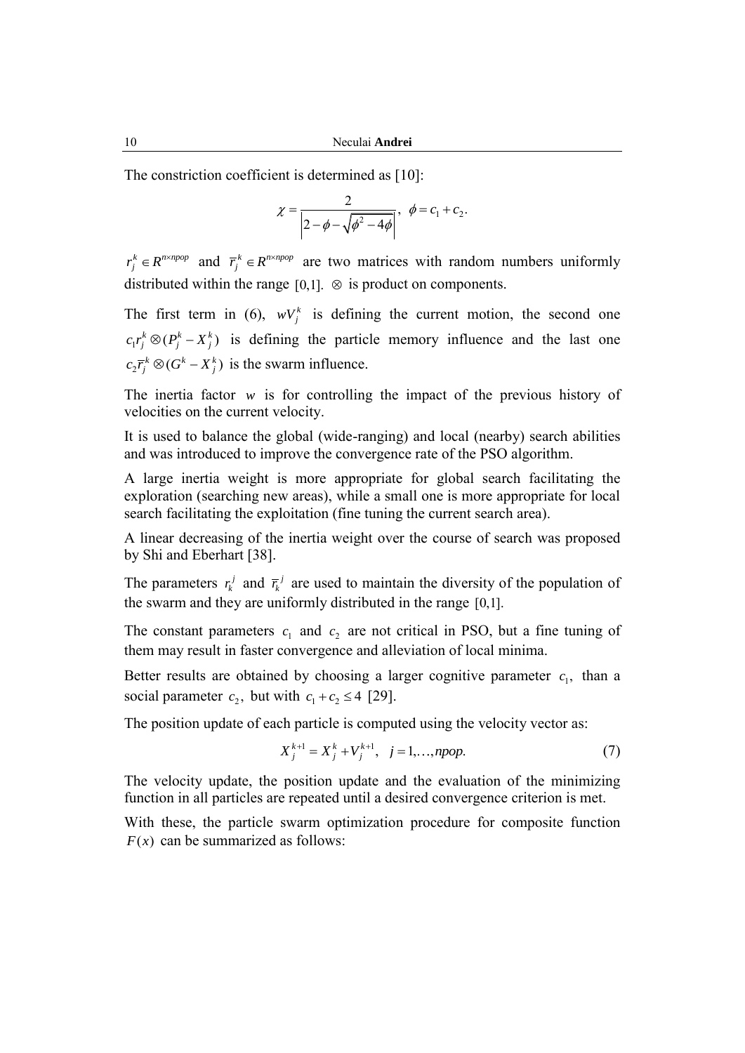The constriction coefficient is determined as [10]:

$$\chi = \frac{2}{\left|2 - \phi - \sqrt{\phi^2 - 4\phi}\right|}, \quad \phi = c_1 + c_2.$$

$r_j^k \in R^{n \times npop}$ and $\overline{r}_j^k \in R^{n \times npop}$ are two matrices with random numbers uniformly distributed within the range $[0,1]$. $\otimes$ is product on components.

The first term in (6), $wV_j^k$ is defining the current motion, the second one $c_1 r_j^k \otimes (P_j^k - X_j^k)$ is defining the particle memory influence and the last one $c_2 \overline{r}_j^k \otimes (G^k - X_j^k)$ is the swarm influence.

The inertia factor $w$ is for controlling the impact of the previous history of velocities on the current velocity.

It is used to balance the global (wide-ranging) and local (nearby) search abilities and was introduced to improve the convergence rate of the PSO algorithm.

A large inertia weight is more appropriate for global search facilitating the exploration (searching new areas), while a small one is more appropriate for local search facilitating the exploitation (fine tuning the current search area).

A linear decreasing of the inertia weight over the course of search was proposed by Shi and Eberhart [38].

The parameters $r_k^j$ and $\overline{r}_k^j$ are used to maintain the diversity of the population of the swarm and they are uniformly distributed in the range $[0,1]$.

The constant parameters $c_1$ and $c_2$ are not critical in PSO, but a fine tuning of them may result in faster convergence and alleviation of local minima.

Better results are obtained by choosing a larger cognitive parameter $c_1$, than a social parameter $c_2$, but with $c_1 + c_2 \leq 4$ [29].

The position update of each particle is computed using the velocity vector as:

$$X_j^{k+1} = X_j^k + V_j^{k+1}, \quad j = 1, \ldots, npop. \tag{7}$$

The velocity update, the position update and the evaluation of the minimizing function in all particles are repeated until a desired convergence criterion is met.

With these, the particle swarm optimization procedure for composite function $F(x)$ can be summarized as follows: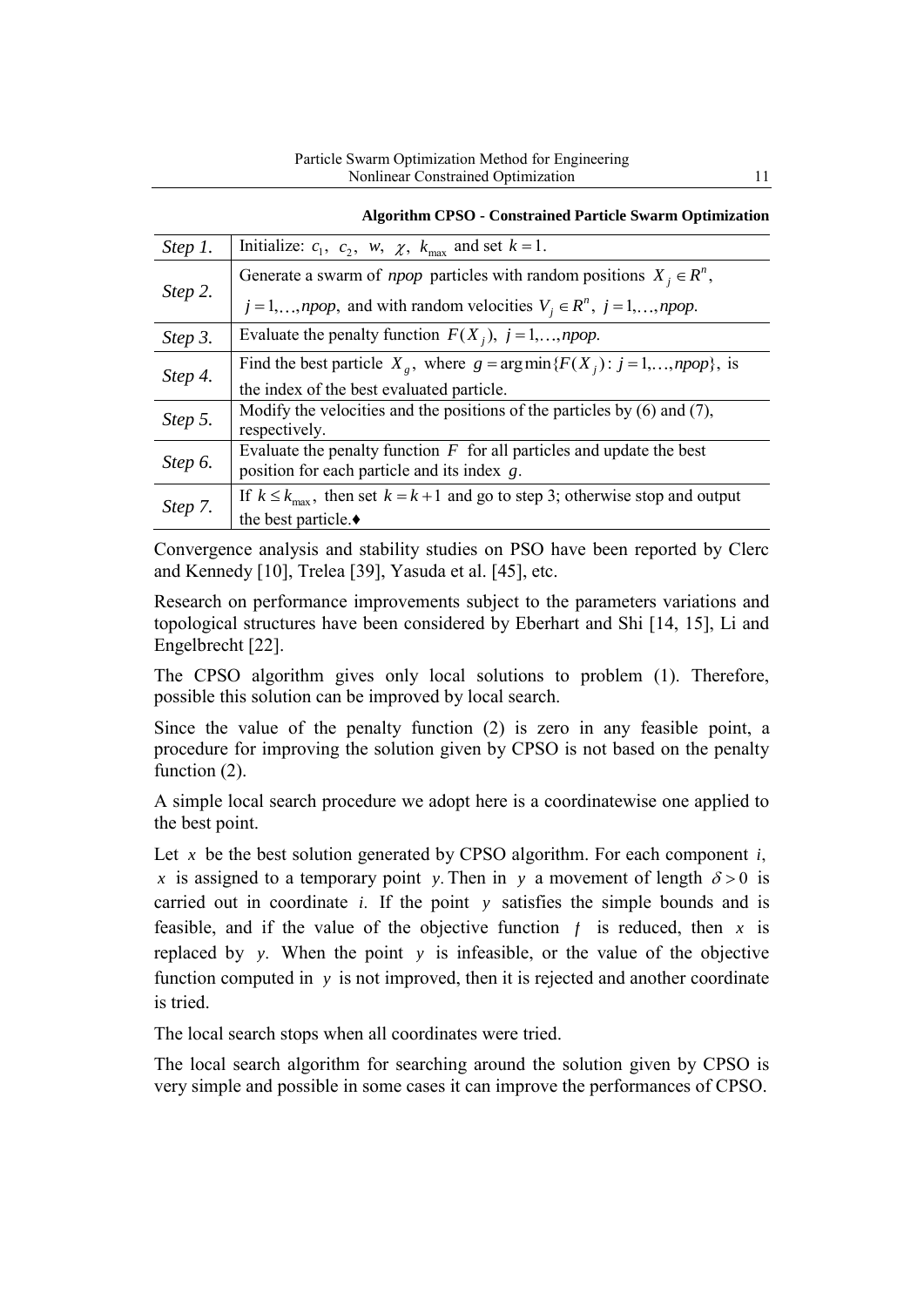**Algorithm CPSO - Constrained Particle Swarm Optimization**

| | |
|---|---|
| *Step 1.* | Initialize: $c_1$, $c_2$, $w$, $\chi$, $k_{\max}$ and set $k = 1$. |
| *Step 2.* | Generate a swarm of *npop* particles with random positions $X_j \in R^n$, $j = 1,\ldots,npop$, and with random velocities $V_j \in R^n$, $j = 1,\ldots,npop$. |
| *Step 3.* | Evaluate the penalty function $F(X_j)$, $j = 1,\ldots,npop$. |
| *Step 4.* | Find the best particle $X_g$, where $g = \arg\min\{F(X_j) : j = 1,\ldots,npop\}$, is the index of the best evaluated particle. |
| *Step 5.* | Modify the velocities and the positions of the particles by (6) and (7), respectively. |
| *Step 6.* | Evaluate the penalty function $F$ for all particles and update the best position for each particle and its index $g$. |
| *Step 7.* | If $k \le k_{\max}$, then set $k = k + 1$ and go to step 3; otherwise stop and output the best particle.♦ |

Convergence analysis and stability studies on PSO have been reported by Clerc and Kennedy [10], Trelea [39], Yasuda et al. [45], etc.

Research on performance improvements subject to the parameters variations and topological structures have been considered by Eberhart and Shi [14, 15], Li and Engelbrecht [22].

The CPSO algorithm gives only local solutions to problem (1). Therefore, possible this solution can be improved by local search.

Since the value of the penalty function (2) is zero in any feasible point, a procedure for improving the solution given by CPSO is not based on the penalty function (2).

A simple local search procedure we adopt here is a coordinatewise one applied to the best point.

Let $x$ be the best solution generated by CPSO algorithm. For each component $i$, $x$ is assigned to a temporary point $y$. Then in $y$ a movement of length $\delta > 0$ is carried out in coordinate $i$. If the point $y$ satisfies the simple bounds and is feasible, and if the value of the objective function $f$ is reduced, then $x$ is replaced by $y$. When the point $y$ is infeasible, or the value of the objective function computed in $y$ is not improved, then it is rejected and another coordinate is tried.

The local search stops when all coordinates were tried.

The local search algorithm for searching around the solution given by CPSO is very simple and possible in some cases it can improve the performances of CPSO.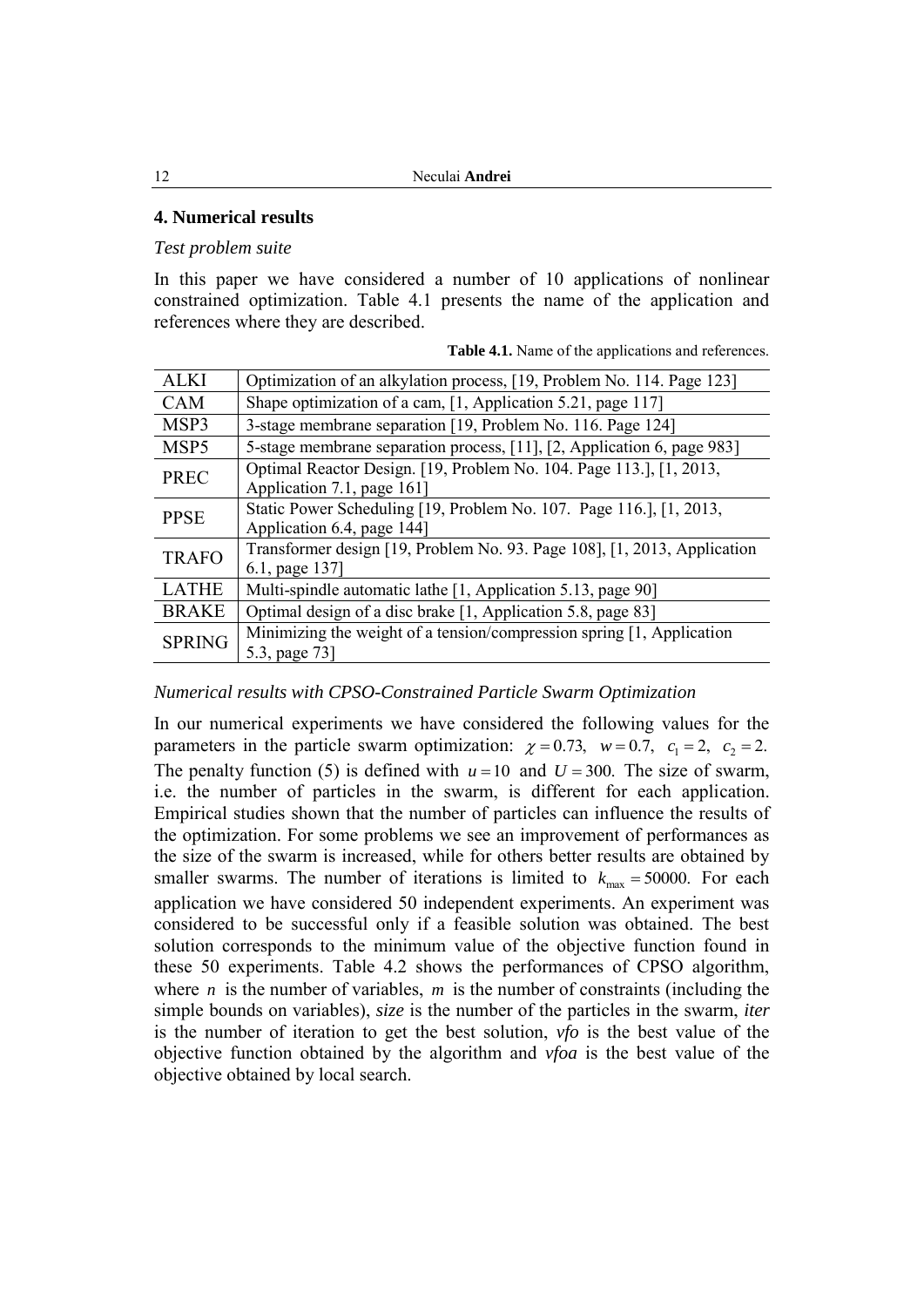## 4. Numerical results

*Test problem suite*

In this paper we have considered a number of 10 applications of nonlinear constrained optimization. Table 4.1 presents the name of the application and references where they are described.

**Table 4.1.** Name of the applications and references.

| | |
|---|---|
| ALKI | Optimization of an alkylation process, [19, Problem No. 114. Page 123] |
| CAM | Shape optimization of a cam, [1, Application 5.21, page 117] |
| MSP3 | 3-stage membrane separation [19, Problem No. 116. Page 124] |
| MSP5 | 5-stage membrane separation process, [11], [2, Application 6, page 983] |
| PREC | Optimal Reactor Design. [19, Problem No. 104. Page 113.], [1, 2013, Application 7.1, page 161] |
| PPSE | Static Power Scheduling [19, Problem No. 107. Page 116.], [1, 2013, Application 6.4, page 144] |
| TRAFO | Transformer design [19, Problem No. 93. Page 108], [1, 2013, Application 6.1, page 137] |
| LATHE | Multi-spindle automatic lathe [1, Application 5.13, page 90] |
| BRAKE | Optimal design of a disc brake [1, Application 5.8, page 83] |
| SPRING | Minimizing the weight of a tension/compression spring [1, Application 5.3, page 73] |

*Numerical results with CPSO-Constrained Particle Swarm Optimization*

In our numerical experiments we have considered the following values for the parameters in the particle swarm optimization: $\chi = 0.73$, $w = 0.7$, $c_1 = 2$, $c_2 = 2.$ The penalty function (5) is defined with $u = 10$ and $U = 300.$ The size of swarm, i.e. the number of particles in the swarm, is different for each application. Empirical studies shown that the number of particles can influence the results of the optimization. For some problems we see an improvement of performances as the size of the swarm is increased, while for others better results are obtained by smaller swarms. The number of iterations is limited to $k_{\max} = 50000.$ For each application we have considered 50 independent experiments. An experiment was considered to be successful only if a feasible solution was obtained. The best solution corresponds to the minimum value of the objective function found in these 50 experiments. Table 4.2 shows the performances of CPSO algorithm, where $n$ is the number of variables, $m$ is the number of constraints (including the simple bounds on variables), *size* is the number of the particles in the swarm, *iter* is the number of iteration to get the best solution, *vfo* is the best value of the objective function obtained by the algorithm and *vfoa* is the best value of the objective obtained by local search.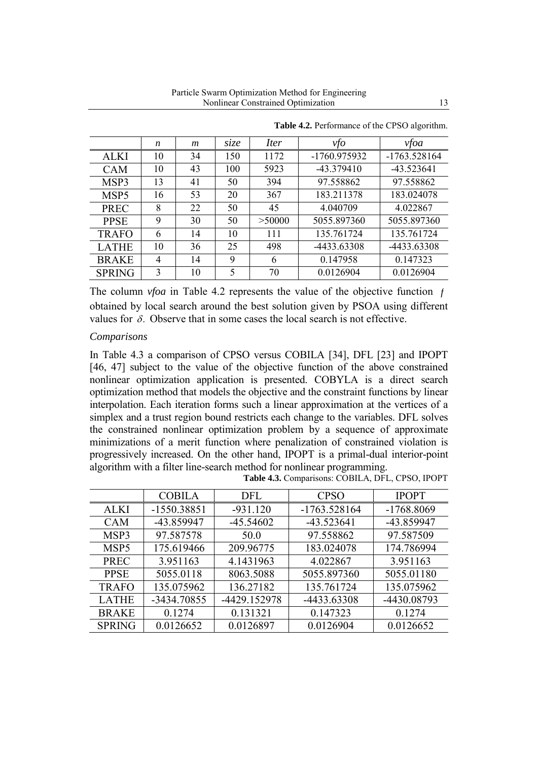**Table 4.2.** Performance of the CPSO algorithm.

| | *n* | *m* | *size* | *Iter* | *vfo* | *vfoa* |
|---|---|---|---|---|---|---|
| ALKI | 10 | 34 | 150 | 1172 | -1760.975932 | -1763.528164 |
| CAM | 10 | 43 | 100 | 5923 | -43.379410 | -43.523641 |
| MSP3 | 13 | 41 | 50 | 394 | 97.558862 | 97.558862 |
| MSP5 | 16 | 53 | 20 | 367 | 183.211378 | 183.024078 |
| PREC | 8 | 22 | 50 | 45 | 4.040709 | 4.022867 |
| PPSE | 9 | 30 | 50 | >50000 | 5055.897360 | 5055.897360 |
| TRAFO | 6 | 14 | 10 | 111 | 135.761724 | 135.761724 |
| LATHE | 10 | 36 | 25 | 498 | -4433.63308 | -4433.63308 |
| BRAKE | 4 | 14 | 9 | 6 | 0.147958 | 0.147323 |
| SPRING | 3 | 10 | 5 | 70 | 0.0126904 | 0.0126904 |

The column *vfoa* in Table 4.2 represents the value of the objective function $f$ obtained by local search around the best solution given by PSOA using different values for $\delta$. Observe that in some cases the local search is not effective.

*Comparisons*

In Table 4.3 a comparison of CPSO versus COBILA [34], DFL [23] and IPOPT [46, 47] subject to the value of the objective function of the above constrained nonlinear optimization application is presented. COBYLA is a direct search optimization method that models the objective and the constraint functions by linear interpolation. Each iteration forms such a linear approximation at the vertices of a simplex and a trust region bound restricts each change to the variables. DFL solves the constrained nonlinear optimization problem by a sequence of approximate minimizations of a merit function where penalization of constrained violation is progressively increased. On the other hand, IPOPT is a primal-dual interior-point algorithm with a filter line-search method for nonlinear programming.

**Table 4.3.** Comparisons: COBILA, DFL, CPSO, IPOPT

| | COBILA | DFL | CPSO | IPOPT |
|---|---|---|---|---|
| ALKI | -1550.38851 | -931.120 | -1763.528164 | -1768.8069 |
| CAM | -43.859947 | -45.54602 | -43.523641 | -43.859947 |
| MSP3 | 97.587578 | 50.0 | 97.558862 | 97.587509 |
| MSP5 | 175.619466 | 209.96775 | 183.024078 | 174.786994 |
| PREC | 3.951163 | 4.1431963 | 4.022867 | 3.951163 |
| PPSE | 5055.0118 | 8063.5088 | 5055.897360 | 5055.01180 |
| TRAFO | 135.075962 | 136.27182 | 135.761724 | 135.075962 |
| LATHE | -3434.70855 | -4429.152978 | -4433.63308 | -4430.08793 |
| BRAKE | 0.1274 | 0.131321 | 0.147323 | 0.1274 |
| SPRING | 0.0126652 | 0.0126897 | 0.0126904 | 0.0126652 |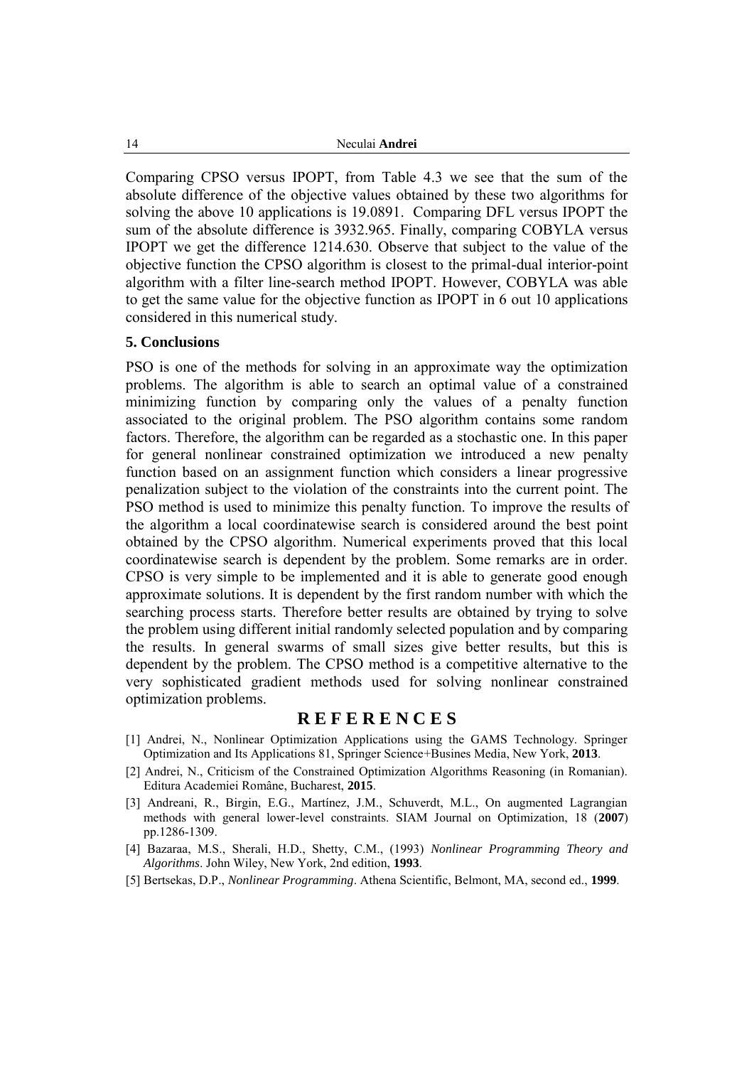Comparing CPSO versus IPOPT, from Table 4.3 we see that the sum of the absolute difference of the objective values obtained by these two algorithms for solving the above 10 applications is 19.0891. Comparing DFL versus IPOPT the sum of the absolute difference is 3932.965. Finally, comparing COBYLA versus IPOPT we get the difference 1214.630. Observe that subject to the value of the objective function the CPSO algorithm is closest to the primal-dual interior-point algorithm with a filter line-search method IPOPT. However, COBYLA was able to get the same value for the objective function as IPOPT in 6 out 10 applications considered in this numerical study.

## 5. Conclusions

PSO is one of the methods for solving in an approximate way the optimization problems. The algorithm is able to search an optimal value of a constrained minimizing function by comparing only the values of a penalty function associated to the original problem. The PSO algorithm contains some random factors. Therefore, the algorithm can be regarded as a stochastic one. In this paper for general nonlinear constrained optimization we introduced a new penalty function based on an assignment function which considers a linear progressive penalization subject to the violation of the constraints into the current point. The PSO method is used to minimize this penalty function. To improve the results of the algorithm a local coordinatewise search is considered around the best point obtained by the CPSO algorithm. Numerical experiments proved that this local coordinatewise search is dependent by the problem. Some remarks are in order. CPSO is very simple to be implemented and it is able to generate good enough approximate solutions. It is dependent by the first random number with which the searching process starts. Therefore better results are obtained by trying to solve the problem using different initial randomly selected population and by comparing the results. In general swarms of small sizes give better results, but this is dependent by the problem. The CPSO method is a competitive alternative to the very sophisticated gradient methods used for solving nonlinear constrained optimization problems.

## R E F E R E N C E S

[1] Andrei, N., Nonlinear Optimization Applications using the GAMS Technology. Springer Optimization and Its Applications 81, Springer Science+Busines Media, New York, **2013**.

[2] Andrei, N., Criticism of the Constrained Optimization Algorithms Reasoning (in Romanian). Editura Academiei Române, Bucharest, **2015**.

[3] Andreani, R., Birgin, E.G., Martínez, J.M., Schuverdt, M.L., On augmented Lagrangian methods with general lower-level constraints. SIAM Journal on Optimization, 18 (**2007**) pp.1286-1309.

[4] Bazaraa, M.S., Sherali, H.D., Shetty, C.M., (1993) *Nonlinear Programming Theory and Algorithms*. John Wiley, New York, 2nd edition, **1993**.

[5] Bertsekas, D.P., *Nonlinear Programming*. Athena Scientific, Belmont, MA, second ed., **1999**.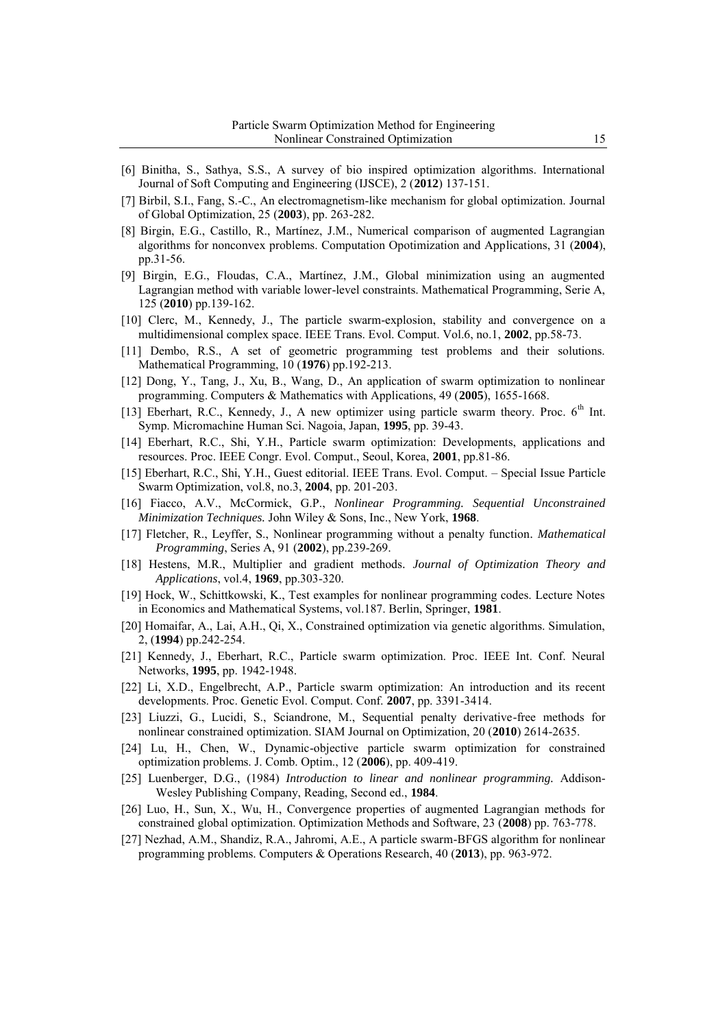[6] Binitha, S., Sathya, S.S., A survey of bio inspired optimization algorithms. International Journal of Soft Computing and Engineering (IJSCE), 2 (**2012**) 137-151.

[7] Birbil, S.I., Fang, S.-C., An electromagnetism-like mechanism for global optimization. Journal of Global Optimization, 25 (**2003**), pp. 263-282.

[8] Birgin, E.G., Castillo, R., Martínez, J.M., Numerical comparison of augmented Lagrangian algorithms for nonconvex problems. Computation Opotimization and Applications, 31 (**2004**), pp.31-56.

[9] Birgin, E.G., Floudas, C.A., Martínez, J.M., Global minimization using an augmented Lagrangian method with variable lower-level constraints. Mathematical Programming, Serie A, 125 (**2010**) pp.139-162.

[10] Clerc, M., Kennedy, J., The particle swarm-explosion, stability and convergence on a multidimensional complex space. IEEE Trans. Evol. Comput. Vol.6, no.1, **2002**, pp.58-73.

[11] Dembo, R.S., A set of geometric programming test problems and their solutions. Mathematical Programming, 10 (**1976**) pp.192-213.

[12] Dong, Y., Tang, J., Xu, B., Wang, D., An application of swarm optimization to nonlinear programming. Computers & Mathematics with Applications, 49 (**2005**), 1655-1668.

[13] Eberhart, R.C., Kennedy, J., A new optimizer using particle swarm theory. Proc. 6[th] Int. Symp. Micromachine Human Sci. Nagoia, Japan, **1995**, pp. 39-43.

[14] Eberhart, R.C., Shi, Y.H., Particle swarm optimization: Developments, applications and resources. Proc. IEEE Congr. Evol. Comput., Seoul, Korea, **2001**, pp.81-86.

[15] Eberhart, R.C., Shi, Y.H., Guest editorial. IEEE Trans. Evol. Comput. – Special Issue Particle Swarm Optimization, vol.8, no.3, **2004**, pp. 201-203.

[16] Fiacco, A.V., McCormick, G.P., *Nonlinear Programming. Sequential Unconstrained Minimization Techniques.* John Wiley & Sons, Inc., New York, **1968**.

[17] Fletcher, R., Leyffer, S., Nonlinear programming without a penalty function. *Mathematical Programming*, Series A, 91 (**2002**), pp.239-269.

[18] Hestens, M.R., Multiplier and gradient methods. *Journal of Optimization Theory and Applications*, vol.4, **1969**, pp.303-320.

[19] Hock, W., Schittkowski, K., Test examples for nonlinear programming codes. Lecture Notes in Economics and Mathematical Systems, vol.187. Berlin, Springer, **1981**.

[20] Homaifar, A., Lai, A.H., Qi, X., Constrained optimization via genetic algorithms. Simulation, 2, (**1994**) pp.242-254.

[21] Kennedy, J., Eberhart, R.C., Particle swarm optimization. Proc. IEEE Int. Conf. Neural Networks, **1995**, pp. 1942-1948.

[22] Li, X.D., Engelbrecht, A.P., Particle swarm optimization: An introduction and its recent developments. Proc. Genetic Evol. Comput. Conf. **2007**, pp. 3391-3414.

[23] Liuzzi, G., Lucidi, S., Sciandrone, M., Sequential penalty derivative-free methods for nonlinear constrained optimization. SIAM Journal on Optimization, 20 (**2010**) 2614-2635.

[24] Lu, H., Chen, W., Dynamic-objective particle swarm optimization for constrained optimization problems. J. Comb. Optim., 12 (**2006**), pp. 409-419.

[25] Luenberger, D.G., (1984) *Introduction to linear and nonlinear programming.* Addison-Wesley Publishing Company, Reading, Second ed., **1984**.

[26] Luo, H., Sun, X., Wu, H., Convergence properties of augmented Lagrangian methods for constrained global optimization. Optimization Methods and Software, 23 (**2008**) pp. 763-778.

[27] Nezhad, A.M., Shandiz, R.A., Jahromi, A.E., A particle swarm-BFGS algorithm for nonlinear programming problems. Computers & Operations Research, 40 (**2013**), pp. 963-972.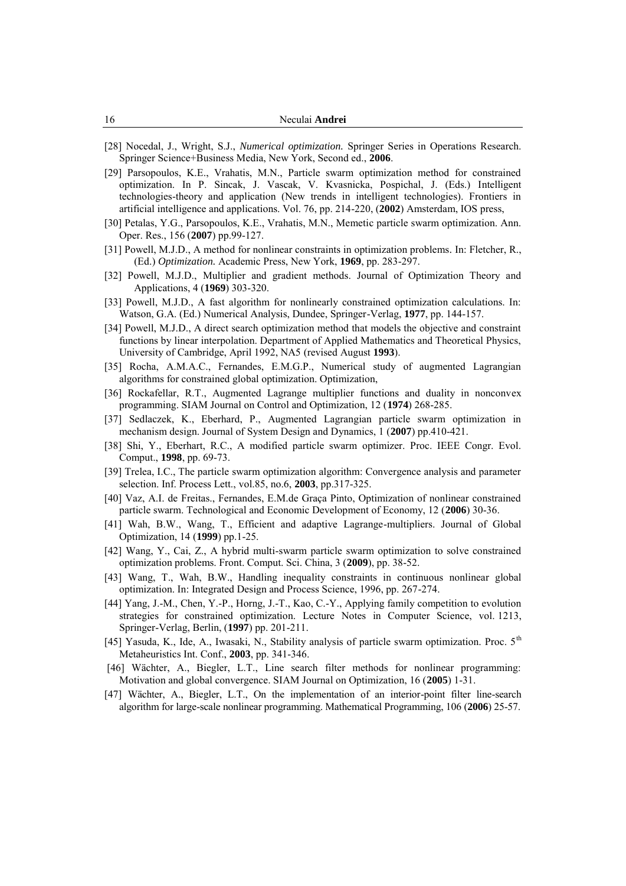[28] Nocedal, J., Wright, S.J., *Numerical optimization.* Springer Series in Operations Research. Springer Science+Business Media, New York, Second ed., **2006**.

[29] Parsopoulos, K.E., Vrahatis, M.N., Particle swarm optimization method for constrained optimization. In P. Sincak, J. Vascak, V. Kvasnicka, Pospichal, J. (Eds.) Intelligent technologies-theory and application (New trends in intelligent technologies). Frontiers in artificial intelligence and applications. Vol. 76, pp. 214-220, (**2002**) Amsterdam, IOS press,

[30] Petalas, Y.G., Parsopoulos, K.E., Vrahatis, M.N., Memetic particle swarm optimization. Ann. Oper. Res., 156 (**2007**) pp.99-127.

[31] Powell, M.J.D., A method for nonlinear constraints in optimization problems. In: Fletcher, R., (Ed.) *Optimization.* Academic Press, New York, **1969**, pp. 283-297.

[32] Powell, M.J.D., Multiplier and gradient methods. Journal of Optimization Theory and Applications, 4 (**1969**) 303-320.

[33] Powell, M.J.D., A fast algorithm for nonlinearly constrained optimization calculations. In: Watson, G.A. (Ed.) Numerical Analysis, Dundee, Springer-Verlag, **1977**, pp. 144-157.

[34] Powell, M.J.D., A direct search optimization method that models the objective and constraint functions by linear interpolation. Department of Applied Mathematics and Theoretical Physics, University of Cambridge, April 1992, NA5 (revised August **1993**).

[35] Rocha, A.M.A.C., Fernandes, E.M.G.P., Numerical study of augmented Lagrangian algorithms for constrained global optimization. Optimization,

[36] Rockafellar, R.T., Augmented Lagrange multiplier functions and duality in nonconvex programming. SIAM Journal on Control and Optimization, 12 (**1974**) 268-285.

[37] Sedlaczek, K., Eberhard, P., Augmented Lagrangian particle swarm optimization in mechanism design. Journal of System Design and Dynamics, 1 (**2007**) pp.410-421.

[38] Shi, Y., Eberhart, R.C., A modified particle swarm optimizer. Proc. IEEE Congr. Evol. Comput., **1998**, pp. 69-73.

[39] Trelea, I.C., The particle swarm optimization algorithm: Convergence analysis and parameter selection. Inf. Process Lett., vol.85, no.6, **2003**, pp.317-325.

[40] Vaz, A.I. de Freitas., Fernandes, E.M.de Graça Pinto, Optimization of nonlinear constrained particle swarm. Technological and Economic Development of Economy, 12 (**2006**) 30-36.

[41] Wah, B.W., Wang, T., Efficient and adaptive Lagrange-multipliers. Journal of Global Optimization, 14 (**1999**) pp.1-25.

[42] Wang, Y., Cai, Z., A hybrid multi-swarm particle swarm optimization to solve constrained optimization problems. Front. Comput. Sci. China, 3 (**2009**), pp. 38-52.

[43] Wang, T., Wah, B.W., Handling inequality constraints in continuous nonlinear global optimization. In: Integrated Design and Process Science, 1996, pp. 267-274.

[44] Yang, J.-M., Chen, Y.-P., Horng, J.-T., Kao, C.-Y., Applying family competition to evolution strategies for constrained optimization. Lecture Notes in Computer Science, vol. 1213, Springer-Verlag, Berlin, (**1997**) pp. 201-211.

[45] Yasuda, K., Ide, A., Iwasaki, N., Stability analysis of particle swarm optimization. Proc. 5th Metaheuristics Int. Conf., **2003**, pp. 341-346.

[46] Wächter, A., Biegler, L.T., Line search filter methods for nonlinear programming: Motivation and global convergence. SIAM Journal on Optimization, 16 (**2005**) 1-31.

[47] Wächter, A., Biegler, L.T., On the implementation of an interior-point filter line-search algorithm for large-scale nonlinear programming. Mathematical Programming, 106 (**2006**) 25-57.